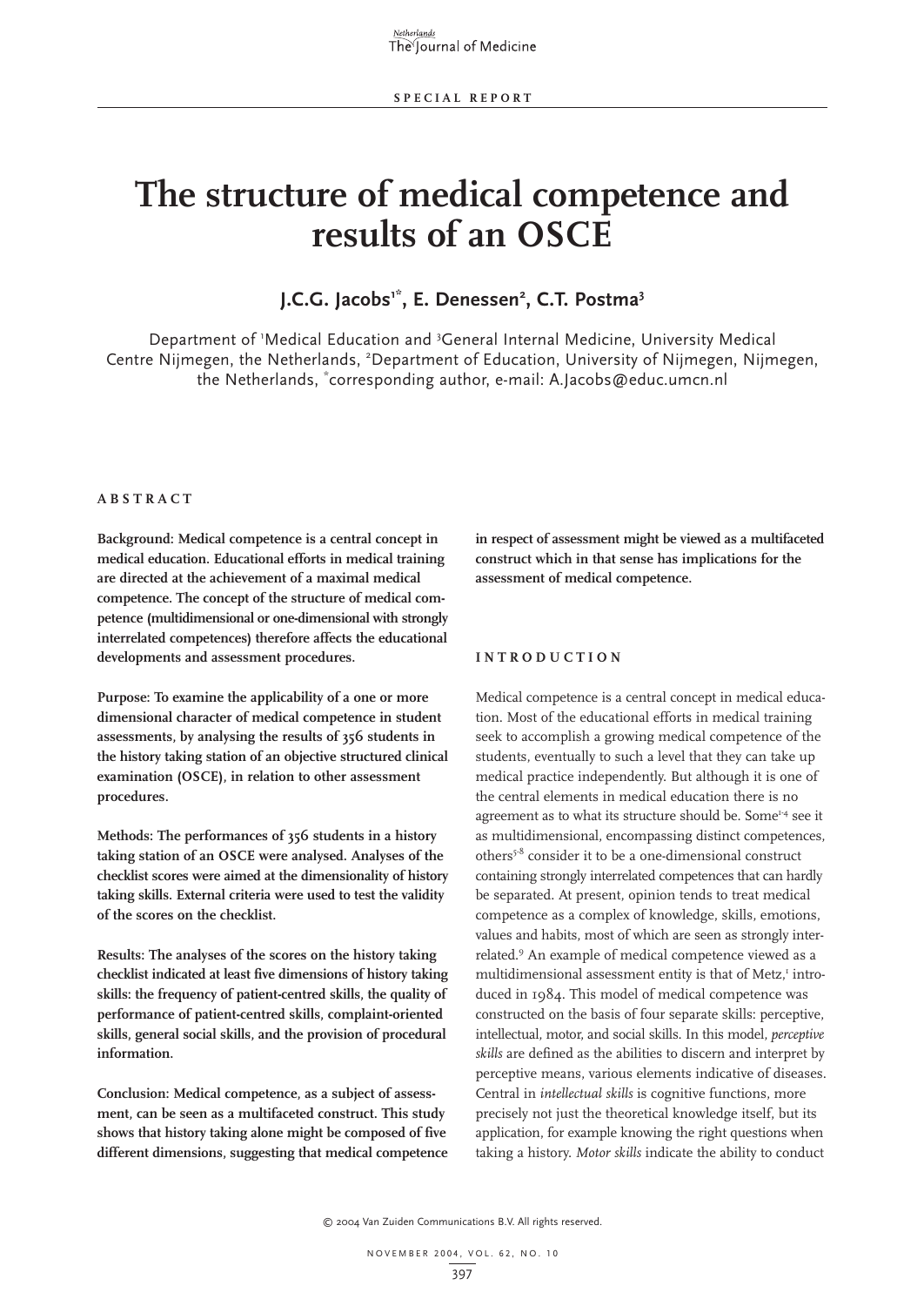SPECIAL REPORT

# The structure of medical competence and results of an OSCE

**J.C.G. Jacobs[1*], E. Denessen[2], C.T. Postma[3]**

Department of [1]Medical Education and [3]General Internal Medicine, University Medical Centre Nijmegen, the Netherlands, [2]Department of Education, University of Nijmegen, Nijmegen, the Netherlands, [*]corresponding author, e-mail: A.Jacobs@educ.umcn.nl

## ABSTRACT

**Background: Medical competence is a central concept in medical education. Educational efforts in medical training are directed at the achievement of a maximal medical competence. The concept of the structure of medical competence (multidimensional or one-dimensional with strongly interrelated competences) therefore affects the educational developments and assessment procedures.**

**Purpose: To examine the applicability of a one or more dimensional character of medical competence in student assessments, by analysing the results of 356 students in the history taking station of an objective structured clinical examination (OSCE), in relation to other assessment procedures.**

**Methods: The performances of 356 students in a history taking station of an OSCE were analysed. Analyses of the checklist scores were aimed at the dimensionality of history taking skills. External criteria were used to test the validity of the scores on the checklist.**

**Results: The analyses of the scores on the history taking checklist indicated at least five dimensions of history taking skills: the frequency of patient-centred skills, the quality of performance of patient-centred skills, complaint-oriented skills, general social skills, and the provision of procedural information.**

**Conclusion: Medical competence, as a subject of assessment, can be seen as a multifaceted construct. This study shows that history taking alone might be composed of five different dimensions, suggesting that medical competence in respect of assessment might be viewed as a multifaceted construct which in that sense has implications for the assessment of medical competence.**

## INTRODUCTION

Medical competence is a central concept in medical education. Most of the educational efforts in medical training seek to accomplish a growing medical competence of the students, eventually to such a level that they can take up medical practice independently. But although it is one of the central elements in medical education there is no agreement as to what its structure should be. Some[1-4] see it as multidimensional, encompassing distinct competences, others[5-8] consider it to be a one-dimensional construct containing strongly interrelated competences that can hardly be separated. At present, opinion tends to treat medical competence as a complex of knowledge, skills, emotions, values and habits, most of which are seen as strongly interrelated.[9] An example of medical competence viewed as a multidimensional assessment entity is that of Metz,[1] introduced in 1984. This model of medical competence was constructed on the basis of four separate skills: perceptive, intellectual, motor, and social skills. In this model, *perceptive skills* are defined as the abilities to discern and interpret by perceptive means, various elements indicative of diseases. Central in *intellectual skills* is cognitive functions, more precisely not just the theoretical knowledge itself, but its application, for example knowing the right questions when taking a history. *Motor skills* indicate the ability to conduct

© 2004 Van Zuiden Communications B.V. All rights reserved.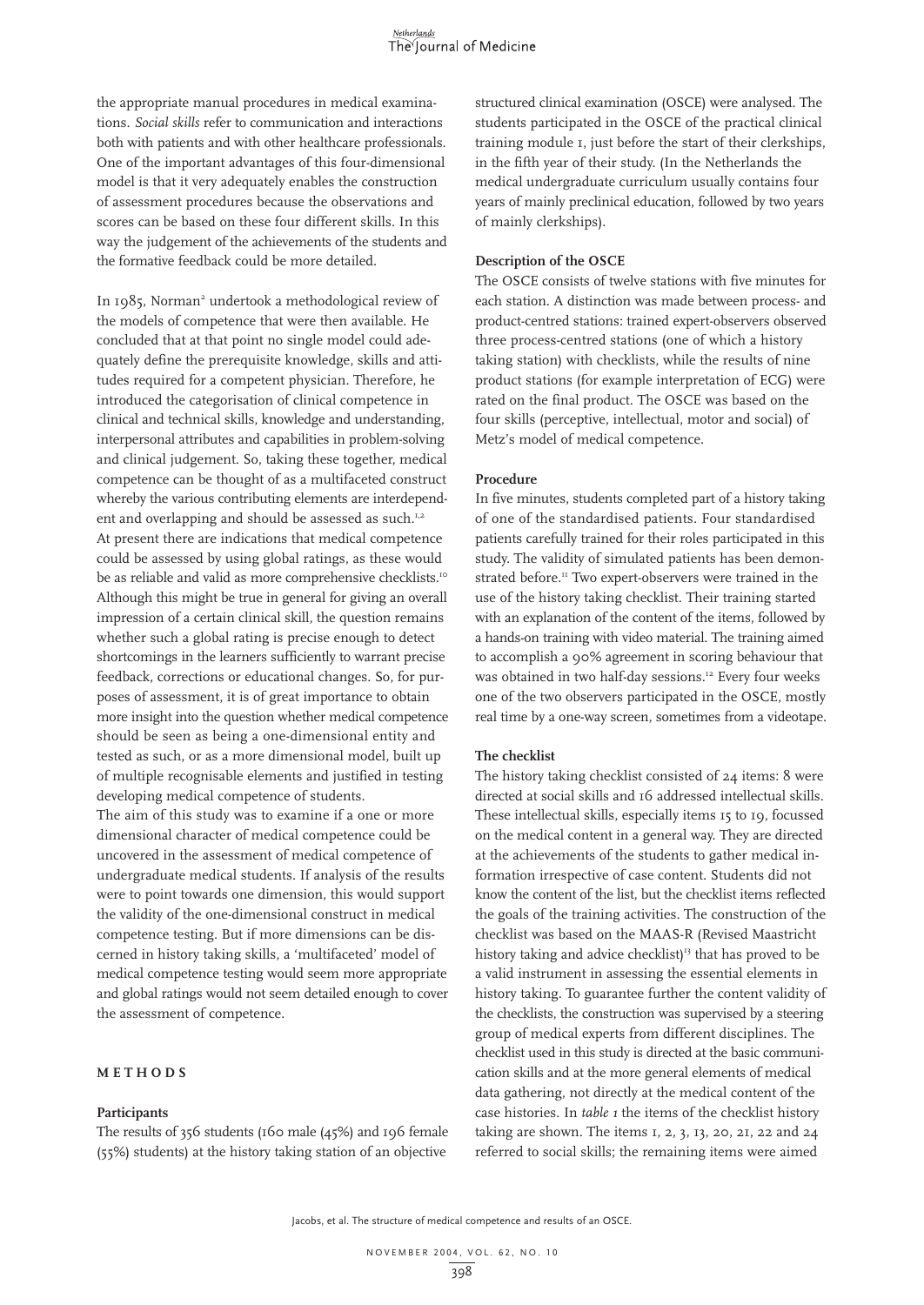the appropriate manual procedures in medical examinations. *Social skills* refer to communication and interactions both with patients and with other healthcare professionals. One of the important advantages of this four-dimensional model is that it very adequately enables the construction of assessment procedures because the observations and scores can be based on these four different skills. In this way the judgement of the achievements of the students and the formative feedback could be more detailed.

In 1985, Norman[2] undertook a methodological review of the models of competence that were then available. He concluded that at that point no single model could adequately define the prerequisite knowledge, skills and attitudes required for a competent physician. Therefore, he introduced the categorisation of clinical competence in clinical and technical skills, knowledge and understanding, interpersonal attributes and capabilities in problem-solving and clinical judgement. So, taking these together, medical competence can be thought of as a multifaceted construct whereby the various contributing elements are interdependent and overlapping and should be assessed as such.[1,2] At present there are indications that medical competence could be assessed by using global ratings, as these would be as reliable and valid as more comprehensive checklists.[10] Although this might be true in general for giving an overall impression of a certain clinical skill, the question remains whether such a global rating is precise enough to detect shortcomings in the learners sufficiently to warrant precise feedback, corrections or educational changes. So, for purposes of assessment, it is of great importance to obtain more insight into the question whether medical competence should be seen as being a one-dimensional entity and tested as such, or as a more dimensional model, built up of multiple recognisable elements and justified in testing developing medical competence of students.

The aim of this study was to examine if a one or more dimensional character of medical competence could be uncovered in the assessment of medical competence of undergraduate medical students. If analysis of the results were to point towards one dimension, this would support the validity of the one-dimensional construct in medical competence testing. But if more dimensions can be discerned in history taking skills, a 'multifaceted' model of medical competence testing would seem more appropriate and global ratings would not seem detailed enough to cover the assessment of competence.

## METHODS

### Participants

The results of 356 students (160 male (45%) and 196 female (55%) students) at the history taking station of an objective structured clinical examination (OSCE) were analysed. The students participated in the OSCE of the practical clinical training module 1, just before the start of their clerkships, in the fifth year of their study. (In the Netherlands the medical undergraduate curriculum usually contains four years of mainly preclinical education, followed by two years of mainly clerkships).

### Description of the OSCE

The OSCE consists of twelve stations with five minutes for each station. A distinction was made between process- and product-centred stations: trained expert-observers observed three process-centred stations (one of which a history taking station) with checklists, while the results of nine product stations (for example interpretation of ECG) were rated on the final product. The OSCE was based on the four skills (perceptive, intellectual, motor and social) of Metz's model of medical competence.

### Procedure

In five minutes, students completed part of a history taking of one of the standardised patients. Four standardised patients carefully trained for their roles participated in this study. The validity of simulated patients has been demonstrated before.[11] Two expert-observers were trained in the use of the history taking checklist. Their training started with an explanation of the content of the items, followed by a hands-on training with video material. The training aimed to accomplish a 90% agreement in scoring behaviour that was obtained in two half-day sessions.[12] Every four weeks one of the two observers participated in the OSCE, mostly real time by a one-way screen, sometimes from a videotape.

### The checklist

The history taking checklist consisted of 24 items: 8 were directed at social skills and 16 addressed intellectual skills. These intellectual skills, especially items 15 to 19, focussed on the medical content in a general way. They are directed at the achievements of the students to gather medical information irrespective of case content. Students did not know the content of the list, but the checklist items reflected the goals of the training activities. The construction of the checklist was based on the MAAS-R (Revised Maastricht history taking and advice checklist)[13] that has proved to be a valid instrument in assessing the essential elements in history taking. To guarantee further the content validity of the checklists, the construction was supervised by a steering group of medical experts from different disciplines. The checklist used in this study is directed at the basic communication skills and at the more general elements of medical data gathering, not directly at the medical content of the case histories. In *table 1* the items of the checklist history taking are shown. The items 1, 2, 3, 13, 20, 21, 22 and 24 referred to social skills; the remaining items were aimed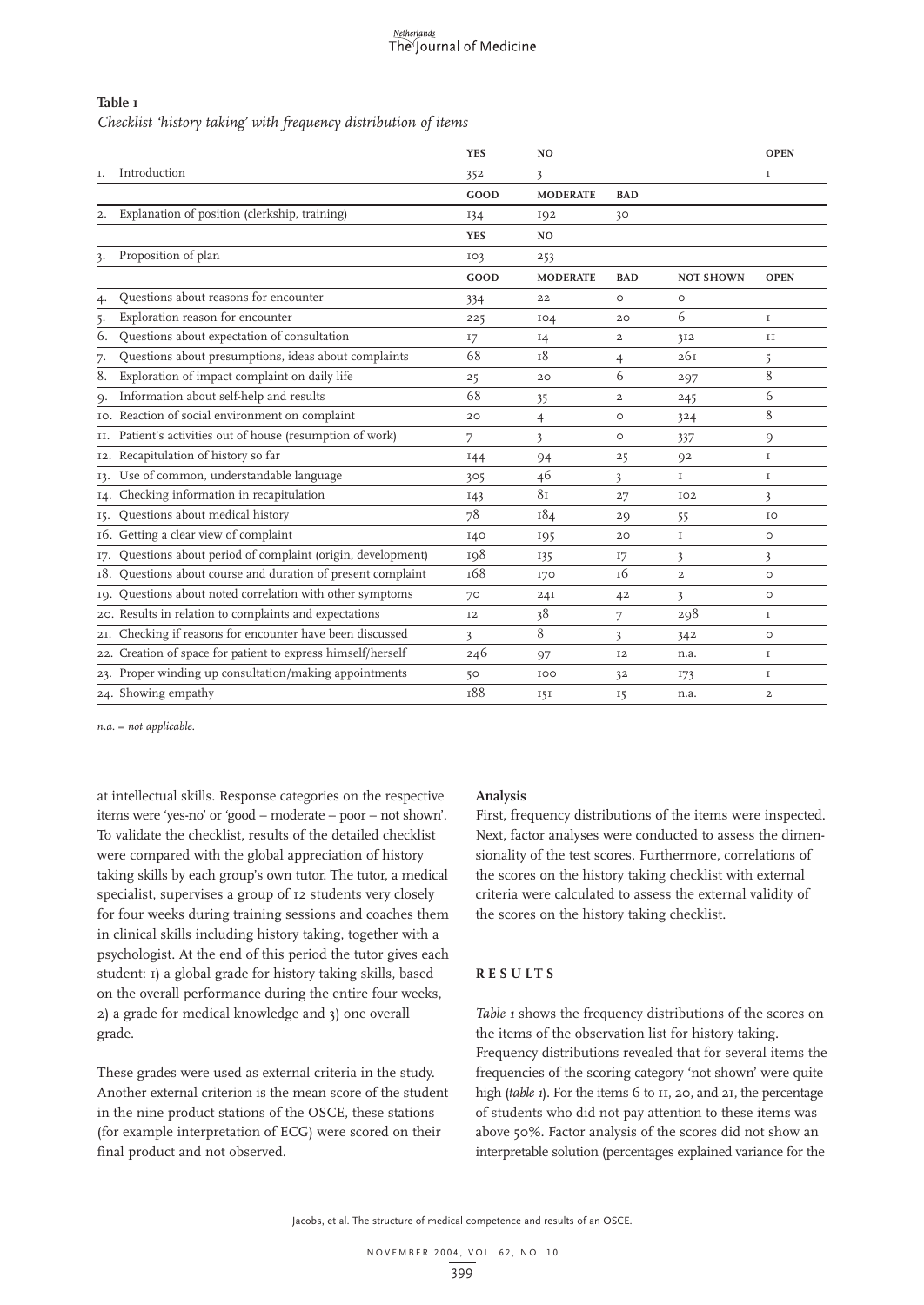**Table 1**

*Checklist 'history taking' with frequency distribution of items*

| | YES | NO | | | OPEN |
|---|---|---|---|---|---|
| 1. Introduction | 352 | 3 | | | 1 |
| | GOOD | MODERATE | BAD | | |
| 2. Explanation of position (clerkship, training) | 134 | 192 | 30 | | |
| | YES | NO | | | |
| 3. Proposition of plan | 103 | 253 | | | |
| | GOOD | MODERATE | BAD | NOT SHOWN | OPEN |
| 4. Questions about reasons for encounter | 334 | 22 | 0 | 0 | |
| 5. Exploration reason for encounter | 225 | 104 | 20 | 6 | 1 |
| 6. Questions about expectation of consultation | 17 | 14 | 2 | 312 | 11 |
| 7. Questions about presumptions, ideas about complaints | 68 | 18 | 4 | 261 | 5 |
| 8. Exploration of impact complaint on daily life | 25 | 20 | 6 | 297 | 8 |
| 9. Information about self-help and results | 68 | 35 | 2 | 245 | 6 |
| 10. Reaction of social environment on complaint | 20 | 4 | 0 | 324 | 8 |
| 11. Patient's activities out of house (resumption of work) | 7 | 3 | 0 | 337 | 9 |
| 12. Recapitulation of history so far | 144 | 94 | 25 | 92 | 1 |
| 13. Use of common, understandable language | 305 | 46 | 3 | 1 | 1 |
| 14. Checking information in recapitulation | 143 | 81 | 27 | 102 | 3 |
| 15. Questions about medical history | 78 | 184 | 29 | 55 | 10 |
| 16. Getting a clear view of complaint | 140 | 195 | 20 | 1 | 0 |
| 17. Questions about period of complaint (origin, development) | 198 | 135 | 17 | 3 | 3 |
| 18. Questions about course and duration of present complaint | 168 | 170 | 16 | 2 | 0 |
| 19. Questions about noted correlation with other symptoms | 70 | 241 | 42 | 3 | 0 |
| 20. Results in relation to complaints and expectations | 12 | 38 | 7 | 298 | 1 |
| 21. Checking if reasons for encounter have been discussed | 3 | 8 | 3 | 342 | 0 |
| 22. Creation of space for patient to express himself/herself | 246 | 97 | 12 | n.a. | 1 |
| 23. Proper winding up consultation/making appointments | 50 | 100 | 32 | 173 | 1 |
| 24. Showing empathy | 188 | 151 | 15 | n.a. | 2 |

*n.a. = not applicable.*

at intellectual skills. Response categories on the respective items were 'yes-no' or 'good – moderate – poor – not shown'. To validate the checklist, results of the detailed checklist were compared with the global appreciation of history taking skills by each group's own tutor. The tutor, a medical specialist, supervises a group of 12 students very closely for four weeks during training sessions and coaches them in clinical skills including history taking, together with a psychologist. At the end of this period the tutor gives each student: 1) a global grade for history taking skills, based on the overall performance during the entire four weeks, 2) a grade for medical knowledge and 3) one overall grade.

These grades were used as external criteria in the study. Another external criterion is the mean score of the student in the nine product stations of the OSCE, these stations (for example interpretation of ECG) were scored on their final product and not observed.

**Analysis**

First, frequency distributions of the items were inspected. Next, factor analyses were conducted to assess the dimensionality of the test scores. Furthermore, correlations of the scores on the history taking checklist with external criteria were calculated to assess the external validity of the scores on the history taking checklist.

## RESULTS

*Table 1* shows the frequency distributions of the scores on the items of the observation list for history taking. Frequency distributions revealed that for several items the frequencies of the scoring category 'not shown' were quite high (*table 1*). For the items 6 to 11, 20, and 21, the percentage of students who did not pay attention to these items was above 50%. Factor analysis of the scores did not show an interpretable solution (percentages explained variance for the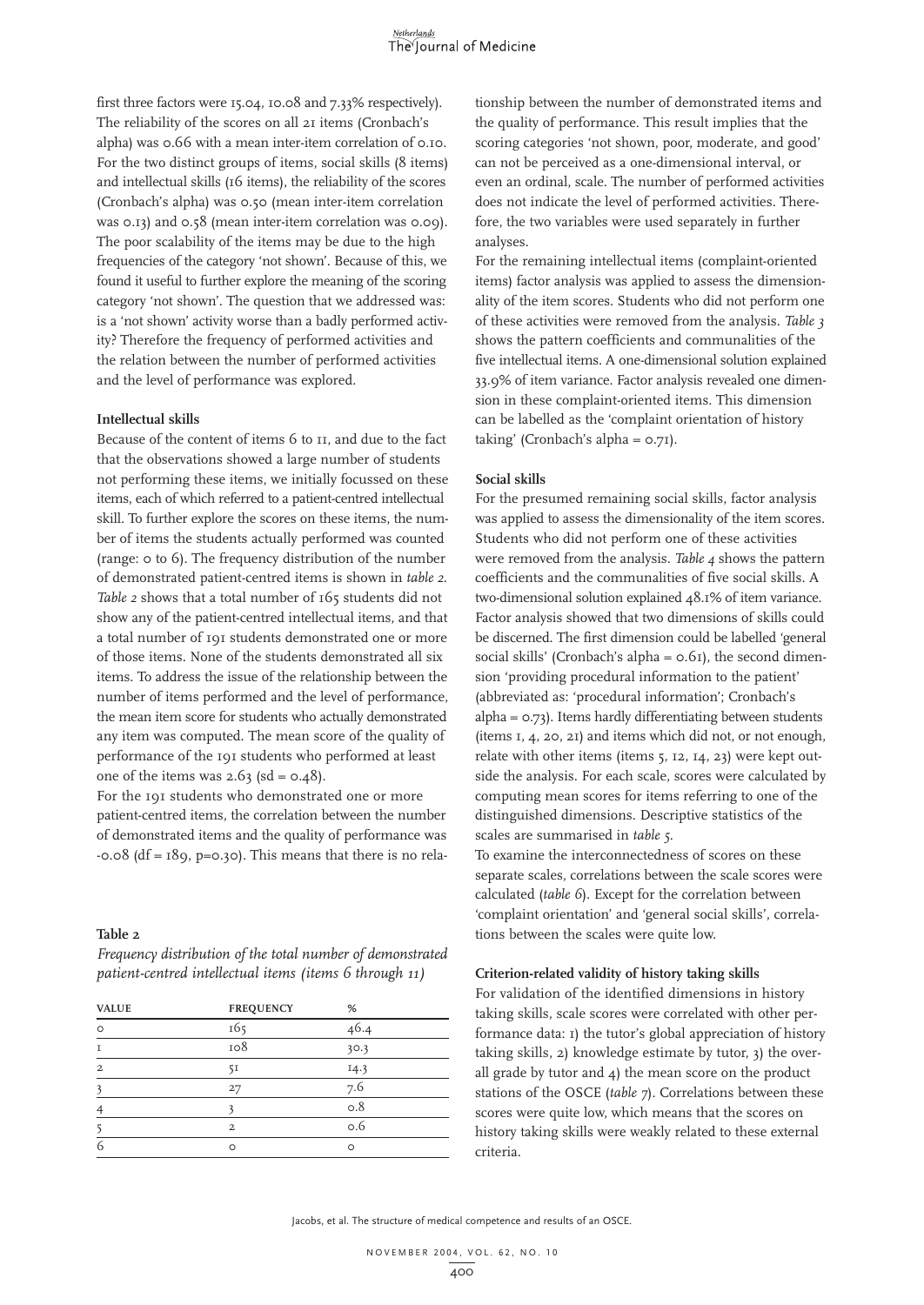first three factors were 15.04, 10.08 and 7.33% respectively). The reliability of the scores on all 21 items (Cronbach's alpha) was 0.66 with a mean inter-item correlation of 0.10. For the two distinct groups of items, social skills (8 items) and intellectual skills (16 items), the reliability of the scores (Cronbach's alpha) was 0.50 (mean inter-item correlation was 0.13) and 0.58 (mean inter-item correlation was 0.09). The poor scalability of the items may be due to the high frequencies of the category 'not shown'. Because of this, we found it useful to further explore the meaning of the scoring category 'not shown'. The question that we addressed was: is a 'not shown' activity worse than a badly performed activity? Therefore the frequency of performed activities and the relation between the number of performed activities and the level of performance was explored.

### Intellectual skills

Because of the content of items 6 to 11, and due to the fact that the observations showed a large number of students not performing these items, we initially focussed on these items, each of which referred to a patient-centred intellectual skill. To further explore the scores on these items, the number of items the students actually performed was counted (range: 0 to 6). The frequency distribution of the number of demonstrated patient-centred items is shown in *table 2*. *Table 2* shows that a total number of 165 students did not show any of the patient-centred intellectual items, and that a total number of 191 students demonstrated one or more of those items. None of the students demonstrated all six items. To address the issue of the relationship between the number of items performed and the level of performance, the mean item score for students who actually demonstrated any item was computed. The mean score of the quality of performance of the 191 students who performed at least one of the items was 2.63 (sd = 0.48).

For the 191 students who demonstrated one or more patient-centred items, the correlation between the number of demonstrated items and the quality of performance was -0.08 (df = 189, p=0.30). This means that there is no relationship between the number of demonstrated items and the quality of performance. This result implies that the scoring categories 'not shown, poor, moderate, and good' can not be perceived as a one-dimensional interval, or even an ordinal, scale. The number of performed activities does not indicate the level of performed activities. Therefore, the two variables were used separately in further analyses.

**Table 2**

*Frequency distribution of the total number of demonstrated patient-centred intellectual items (items 6 through 11)*

| VALUE | FREQUENCY | % |
|---|---|---|
| 0 | 165 | 46.4 |
| 1 | 108 | 30.3 |
| 2 | 51 | 14.3 |
| 3 | 27 | 7.6 |
| 4 | 3 | 0.8 |
| 5 | 2 | 0.6 |
| 6 | 0 | 0 |

For the remaining intellectual items (complaint-oriented items) factor analysis was applied to assess the dimensionality of the item scores. Students who did not perform one of these activities were removed from the analysis. *Table 3* shows the pattern coefficients and communalities of the five intellectual items. A one-dimensional solution explained 33.9% of item variance. Factor analysis revealed one dimension in these complaint-oriented items. This dimension can be labelled as the 'complaint orientation of history taking' (Cronbach's alpha = 0.71).

### Social skills

For the presumed remaining social skills, factor analysis was applied to assess the dimensionality of the item scores. Students who did not perform one of these activities were removed from the analysis. *Table 4* shows the pattern coefficients and the communalities of five social skills. A two-dimensional solution explained 48.1% of item variance. Factor analysis showed that two dimensions of skills could be discerned. The first dimension could be labelled 'general social skills' (Cronbach's alpha = 0.61), the second dimension 'providing procedural information to the patient' (abbreviated as: 'procedural information'; Cronbach's alpha = 0.73). Items hardly differentiating between students (items 1, 4, 20, 21) and items which did not, or not enough, relate with other items (items 5, 12, 14, 23) were kept outside the analysis. For each scale, scores were calculated by computing mean scores for items referring to one of the distinguished dimensions. Descriptive statistics of the scales are summarised in *table 5*.

To examine the interconnectedness of scores on these separate scales, correlations between the scale scores were calculated (*table 6*). Except for the correlation between 'complaint orientation' and 'general social skills', correlations between the scales were quite low.

### Criterion-related validity of history taking skills

For validation of the identified dimensions in history taking skills, scale scores were correlated with other performance data: 1) the tutor's global appreciation of history taking skills, 2) knowledge estimate by tutor, 3) the overall grade by tutor and 4) the mean score on the product stations of the OSCE (*table 7*). Correlations between these scores were quite low, which means that the scores on history taking skills were weakly related to these external criteria.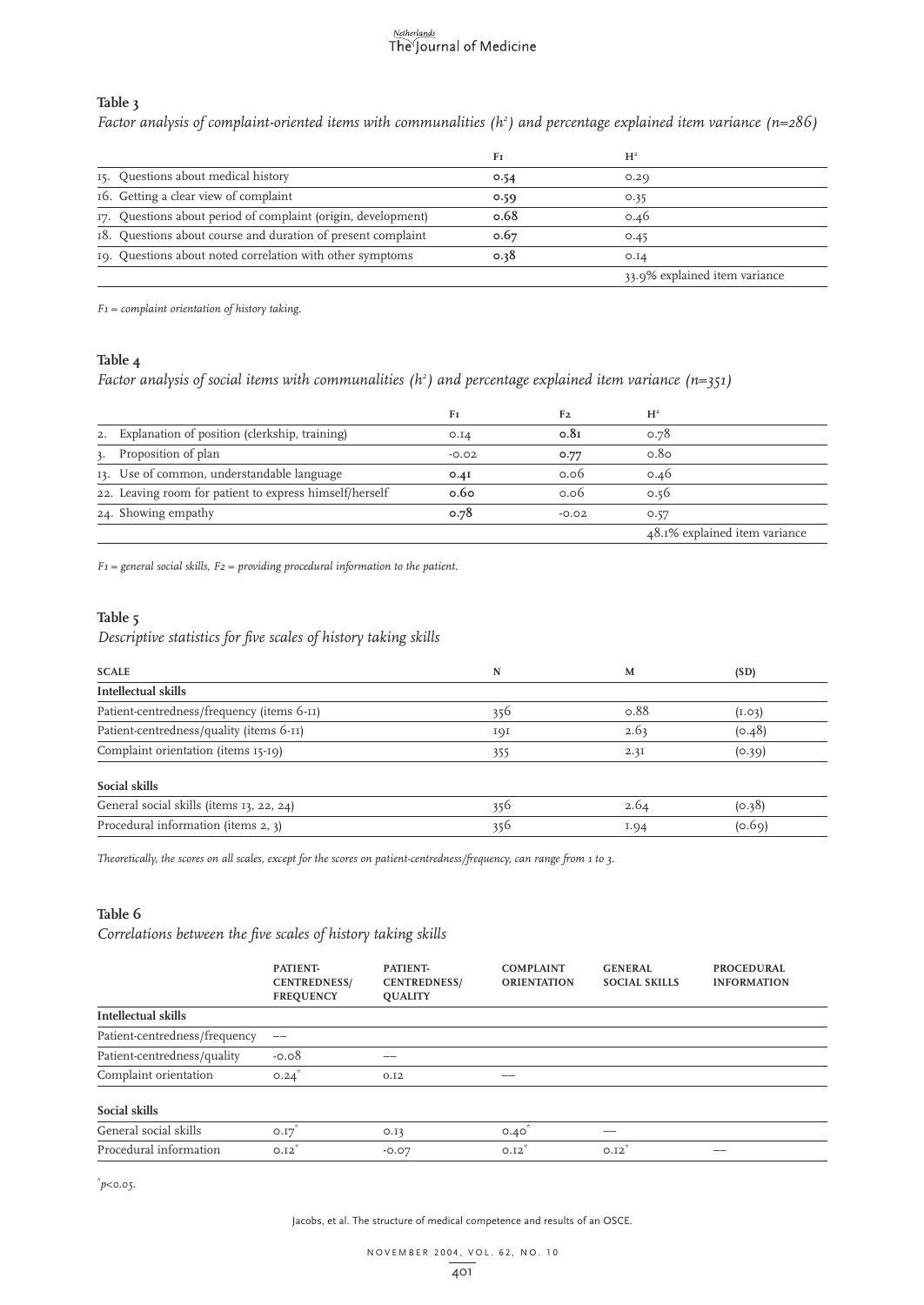**Table 3**

*Factor analysis of complaint-oriented items with communalities ($h^2$) and percentage explained item variance (n=286)*

| | F1 | H² |
|---|---|---|
| 15. Questions about medical history | **0.54** | 0.29 |
| 16. Getting a clear view of complaint | **0.59** | 0.35 |
| 17. Questions about period of complaint (origin, development) | **0.68** | 0.46 |
| 18. Questions about course and duration of present complaint | **0.67** | 0.45 |
| 19. Questions about noted correlation with other symptoms | **0.38** | 0.14 |
| | | 33.9% explained item variance |

*F1 = complaint orientation of history taking.*

**Table 4**

*Factor analysis of social items with communalities ($h^2$) and percentage explained item variance (n=351)*

| | F1 | F2 | H² |
|---|---|---|---|
| 2. Explanation of position (clerkship, training) | 0.14 | **0.81** | 0.78 |
| 3. Proposition of plan | -0.02 | **0.77** | 0.80 |
| 13. Use of common, understandable language | **0.41** | 0.06 | 0.46 |
| 22. Leaving room for patient to express himself/herself | **0.60** | 0.06 | 0.56 |
| 24. Showing empathy | **0.78** | -0.02 | 0.57 |
| | | | 48.1% explained item variance |

*F1 = general social skills, F2 = providing procedural information to the patient.*

**Table 5**

*Descriptive statistics for five scales of history taking skills*

| SCALE | N | M | (SD) |
|---|---|---|---|
| **Intellectual skills** | | | |
| Patient-centredness/frequency (items 6-11) | 356 | 0.88 | (1.03) |
| Patient-centredness/quality (items 6-11) | 191 | 2.63 | (0.48) |
| Complaint orientation (items 15-19) | 355 | 2.31 | (0.39) |
| **Social skills** | | | |
| General social skills (items 13, 22, 24) | 356 | 2.64 | (0.38) |
| Procedural information (items 2, 3) | 356 | 1.94 | (0.69) |

*Theoretically, the scores on all scales, except for the scores on patient-centredness/frequency, can range from 1 to 3.*

**Table 6**

*Correlations between the five scales of history taking skills*

| | PATIENT-CENTREDNESS/ FREQUENCY | PATIENT-CENTREDNESS/ QUALITY | COMPLAINT ORIENTATION | GENERAL SOCIAL SKILLS | PROCEDURAL INFORMATION |
|---|---|---|---|---|---|
| **Intellectual skills** | | | | | |
| Patient-centredness/frequency | — | | | | |
| Patient-centredness/quality | -0.08 | — | | | |
| Complaint orientation | 0.24* | 0.12 | — | | |
| **Social skills** | | | | | |
| General social skills | 0.17* | 0.13 | 0.40* | — | |
| Procedural information | 0.12* | -0.07 | 0.12* | 0.12* | — |

*$p<0.05$.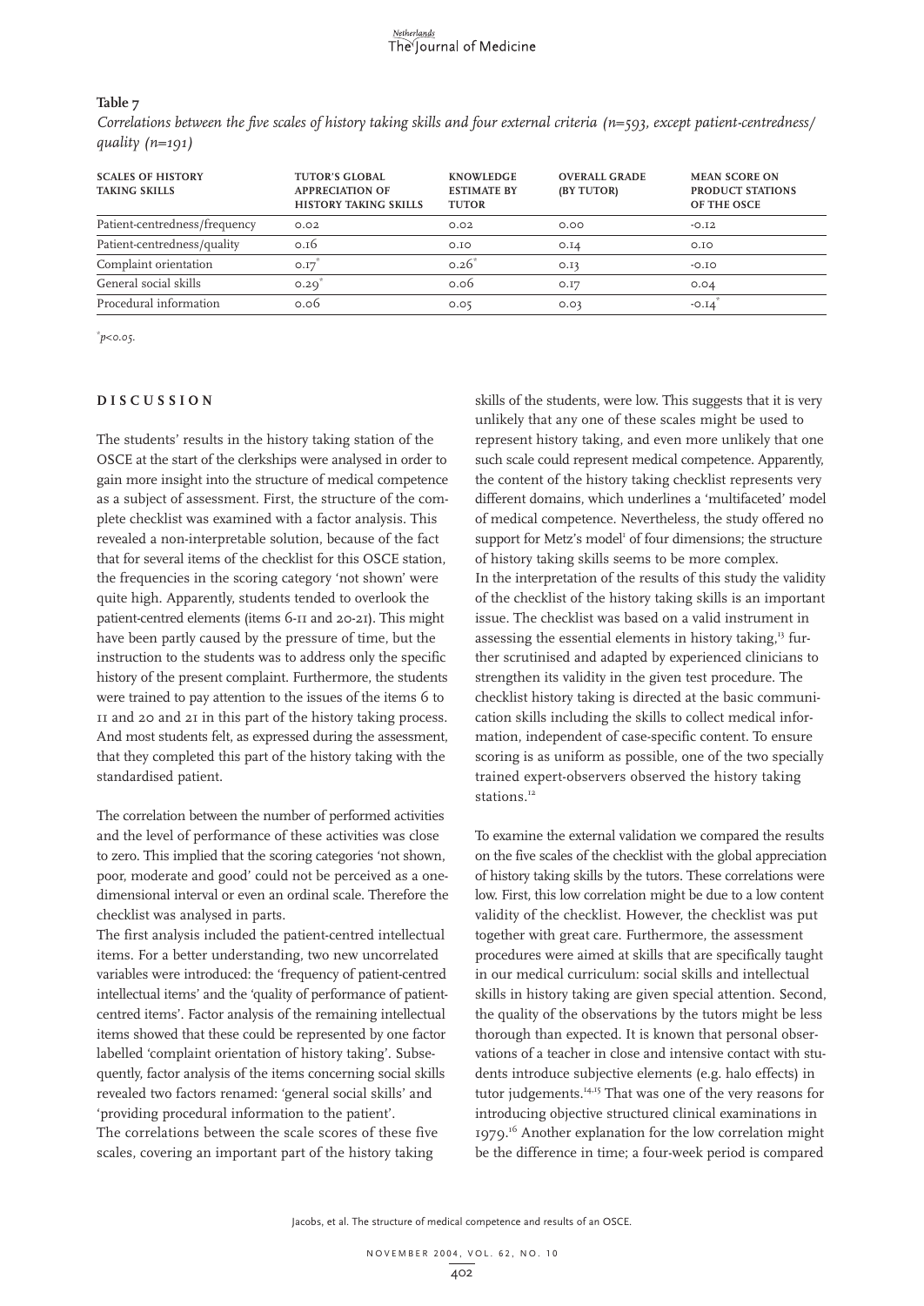**Table 7**

*Correlations between the five scales of history taking skills and four external criteria (n=593, except patient-centredness/quality (n=191)*

| SCALES OF HISTORY TAKING SKILLS | TUTOR'S GLOBAL APPRECIATION OF HISTORY TAKING SKILLS | KNOWLEDGE ESTIMATE BY TUTOR | OVERALL GRADE (BY TUTOR) | MEAN SCORE ON PRODUCT STATIONS OF THE OSCE |
|---|---|---|---|---|
| Patient-centredness/frequency | 0.02 | 0.02 | 0.00 | -0.12 |
| Patient-centredness/quality | 0.16 | 0.10 | 0.14 | 0.10 |
| Complaint orientation | 0.17* | 0.26* | 0.13 | -0.10 |
| General social skills | 0.29* | 0.06 | 0.17 | 0.04 |
| Procedural information | 0.06 | 0.05 | 0.03 | -0.14* |

*$p<0.05$.

## DISCUSSION

The students' results in the history taking station of the OSCE at the start of the clerkships were analysed in order to gain more insight into the structure of medical competence as a subject of assessment. First, the structure of the complete checklist was examined with a factor analysis. This revealed a non-interpretable solution, because of the fact that for several items of the checklist for this OSCE station, the frequencies in the scoring category 'not shown' were quite high. Apparently, students tended to overlook the patient-centred elements (items 6-11 and 20-21). This might have been partly caused by the pressure of time, but the instruction to the students was to address only the specific history of the present complaint. Furthermore, the students were trained to pay attention to the issues of the items 6 to 11 and 20 and 21 in this part of the history taking process. And most students felt, as expressed during the assessment, that they completed this part of the history taking with the standardised patient.

The correlation between the number of performed activities and the level of performance of these activities was close to zero. This implied that the scoring categories 'not shown, poor, moderate and good' could not be perceived as a one-dimensional interval or even an ordinal scale. Therefore the checklist was analysed in parts.

The first analysis included the patient-centred intellectual items. For a better understanding, two new uncorrelated variables were introduced: the 'frequency of patient-centred intellectual items' and the 'quality of performance of patient-centred items'. Factor analysis of the remaining intellectual items showed that these could be represented by one factor labelled 'complaint orientation of history taking'. Subsequently, factor analysis of the items concerning social skills revealed two factors renamed: 'general social skills' and 'providing procedural information to the patient'.

The correlations between the scale scores of these five scales, covering an important part of the history taking skills of the students, were low. This suggests that it is very unlikely that any one of these scales might be used to represent history taking, and even more unlikely that one such scale could represent medical competence. Apparently, the content of the history taking checklist represents very different domains, which underlines a 'multifaceted' model of medical competence. Nevertheless, the study offered no support for Metz's model[1] of four dimensions; the structure of history taking skills seems to be more complex.

In the interpretation of the results of this study the validity of the checklist of the history taking skills is an important issue. The checklist was based on a valid instrument in assessing the essential elements in history taking,[13] further scrutinised and adapted by experienced clinicians to strengthen its validity in the given test procedure. The checklist history taking is directed at the basic communication skills including the skills to collect medical information, independent of case-specific content. To ensure scoring is as uniform as possible, one of the two specially trained expert-observers observed the history taking stations.[12]

To examine the external validation we compared the results on the five scales of the checklist with the global appreciation of history taking skills by the tutors. These correlations were low. First, this low correlation might be due to a low content validity of the checklist. However, the checklist was put together with great care. Furthermore, the assessment procedures were aimed at skills that are specifically taught in our medical curriculum: social skills and intellectual skills in history taking are given special attention. Second, the quality of the observations by the tutors might be less thorough than expected. It is known that personal observations of a teacher in close and intensive contact with students introduce subjective elements (e.g. halo effects) in tutor judgements.[14,15] That was one of the very reasons for introducing objective structured clinical examinations in 1979.[16] Another explanation for the low correlation might be the difference in time; a four-week period is compared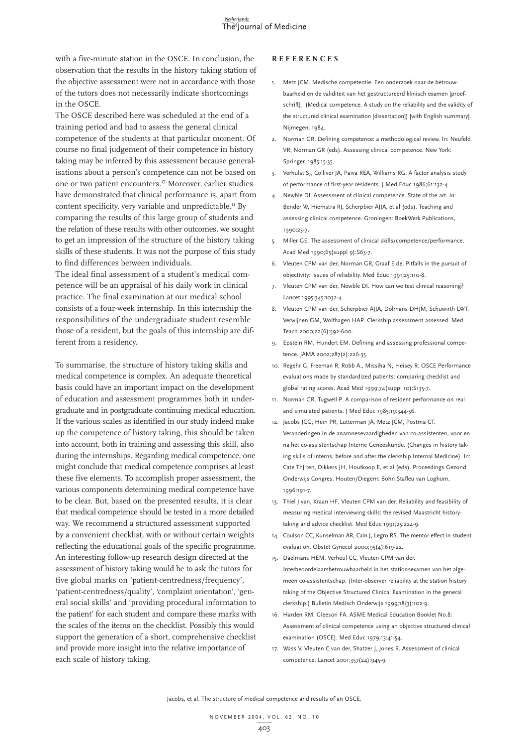with a five-minute station in the OSCE. In conclusion, the observation that the results in the history taking station of the objective assessment were not in accordance with those of the tutors does not necessarily indicate shortcomings in the OSCE.

The OSCE described here was scheduled at the end of a training period and had to assess the general clinical competence of the students at that particular moment. Of course no final judgement of their competence in history taking may be inferred by this assessment because generalisations about a person's competence can not be based on one or two patient encounters.[17] Moreover, earlier studies have demonstrated that clinical performance is, apart from content specificity, very variable and unpredictable.[11] By comparing the results of this large group of students and the relation of these results with other outcomes, we sought to get an impression of the structure of the history taking skills of these students. It was not the purpose of this study to find differences between individuals.

The ideal final assessment of a student's medical competence will be an appraisal of his daily work in clinical practice. The final examination at our medical school consists of a four-week internship. In this internship the responsibilities of the undergraduate student resemble those of a resident, but the goals of this internship are different from a residency.

To summarise, the structure of history taking skills and medical competence is complex. An adequate theoretical basis could have an important impact on the development of education and assessment programmes both in undergraduate and in postgraduate continuing medical education. If the various scales as identified in our study indeed make up the competence of history taking, this should be taken into account, both in training and assessing this skill, also during the internships. Regarding medical competence, one might conclude that medical competence comprises at least these five elements. To accomplish proper assessment, the various components determining medical competence have to be clear. But, based on the presented results, it is clear that medical competence should be tested in a more detailed way. We recommend a structured assessment supported by a convenient checklist, with or without certain weights reflecting the educational goals of the specific programme. An interesting follow-up research design directed at the assessment of history taking would be to ask the tutors for five global marks on 'patient-centredness/frequency', 'patient-centredness/quality', 'complaint orientation', 'general social skills' and 'providing procedural information to the patient' for each student and compare these marks with the scales of the items on the checklist. Possibly this would support the generation of a short, comprehensive checklist and provide more insight into the relative importance of each scale of history taking.

## REFERENCES

1. Metz JCM. Medische competentie. Een onderzoek naar de betrouwbaarheid en de validiteit van het gestructureerd klinisch examen [proefschrift]. (Medical competence. A study on the reliability and the validity of the structured clinical examination [dissertation]) [with English summary]. Nijmegen, 1984.
2. Norman GR. Defining competence: a methodological review. In: Neufeld VR, Norman GR (eds). Assessing clinical competence. New York: Springer, 1985:15-35.
3. Verhulst SJ, Colliver JA, Paiva REA, Williams RG. A factor analysis study of performance of first-year residents. J Med Educ 1986;61:132-4.
4. Newble DI. Assessment of clinical competence. State of the art. In: Bender W, Hiemstra RJ, Scherpbier AJJA, et al (eds). Teaching and assessing clinical competence. Groningen: BoekWerk Publications, 1990:23-7.
5. Miller GE. The assessment of clinical skills/competence/performance. Acad Med 1990;65(suppl 9):S63-7.
6. Vleuten CPM van der, Norman GR, Graaf E de. Pitfalls in the pursuit of objectivity: issues of reliability. Med Educ 1991;25:110-8.
7. Vleuten CPM van der, Newble DI. How can we test clinical reasoning? Lancet 1995;345:1032-4.
8. Vleuten CPM van der, Scherpbier AJJA, Dolmans DHJM, Schuwirth LWT, Verwijnen GM, Wolfhagen HAP. Clerkship assessment assessed. Med Teach 2000;22(6):592-600.
9. Epstein RM, Hundert EM. Defining and assessing professional competence. JAMA 2002;287(2):226-35.
10. Regehr G, Freeman R, Robb A., Missiha N, Heisey R. OSCE Performance evaluations made by standardized patients: comparing checklist and global rating scores. Acad Med 1999;74(suppl 10):S135-7.
11. Norman GR, Tugwell P. A comparison of resident performance on real and simulated patients. J Med Educ 1985;19:344-56.
12. Jacobs JCG, Hein PR, Lutterman JA, Metz JCM, Postma CT. Veranderingen in de anamnesevaardigheden van co-assistenten, voor en na het co-assistentschap Interne Geneeskunde. (Changes in history taking skills of interns, before and after the clerkship Internal Medicine). In: Cate ThJ ten, Dikkers JH, Houtkoop E, et al (eds). Proceedings Gezond Onderwijs Congres. Houten/Diegem: Bohn Stafleu van Loghum, 1996:191-7.
13. Thiel J van, Kraan HF, Vleuten CPM van der. Reliability and feasibility of measuring medical interviewing skills: the revised Maastricht history-taking and advice checklist. Med Educ 1991;25:224-9.
14. Coulson CC, Kunselman AR, Cain J, Legro RS. The mentor effect in student evaluation. Obstet Gynecol 2000;95(4):619-22.
15. Daelmans HEM, Verheul CC, Vleuten CPM van der. Interbeoordelaarsbetrouwbaarheid in het stationsexamen van het algemeen co-assistentschap. (Inter-observer reliability at the station history taking of the Objective Structured Clinical Examination in the general clerkship.) Bulletin Medisch Onderwijs 1999;18(3):102-9.
16. Harden RM, Gleeson FA. ASME Medical Education Booklet No.8: Assessment of clinical competence using an objective structured clinical examination (OSCE). Med Educ 1979;13:41-54.
17. Wass V, Vleuten C van der, Shatzer J, Jones R. Assessment of clinical competence. Lancet 2001;357(24):945-9.